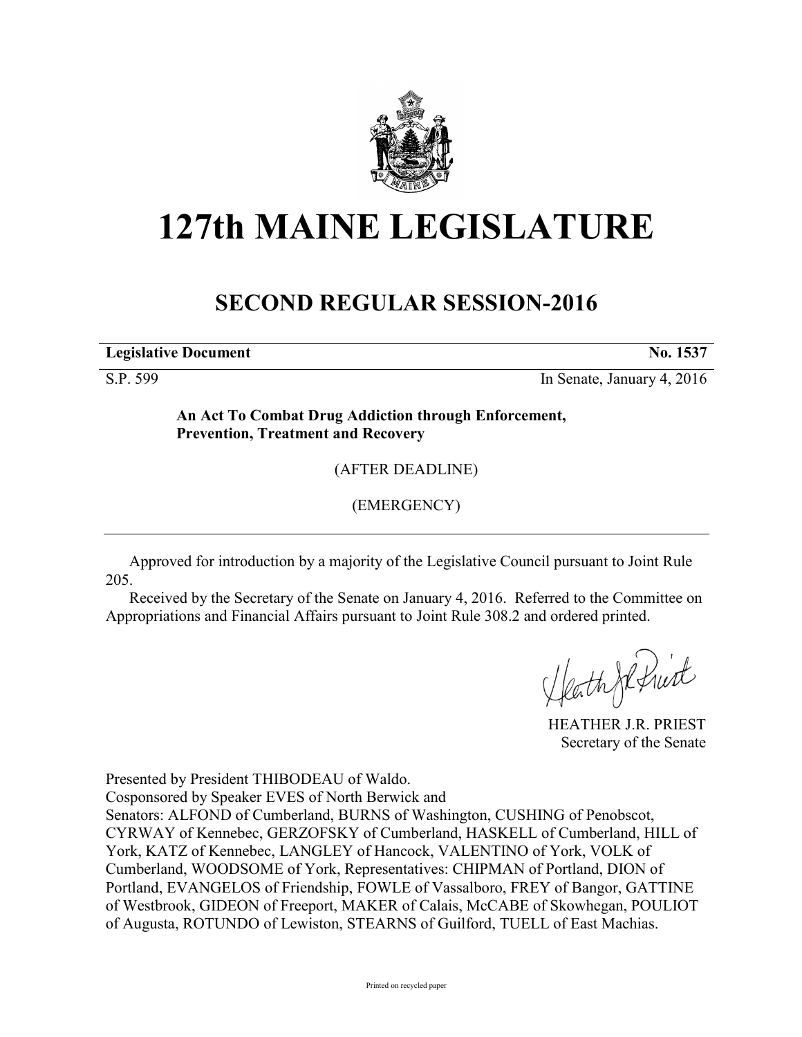# 127th MAINE LEGISLATURE

## SECOND REGULAR SESSION-2016

| **Legislative Document** | **No. 1537** |
|---|---|
| S.P. 599 | In Senate, January 4, 2016 |

**An Act To Combat Drug Addiction through Enforcement, Prevention, Treatment and Recovery**

(AFTER DEADLINE)

(EMERGENCY)

Approved for introduction by a majority of the Legislative Council pursuant to Joint Rule 205.

Received by the Secretary of the Senate on January 4, 2016. Referred to the Committee on Appropriations and Financial Affairs pursuant to Joint Rule 308.2 and ordered printed.

HEATHER J.R. PRIEST
Secretary of the Senate

Presented by President THIBODEAU of Waldo.
Cosponsored by Speaker EVES of North Berwick and
Senators: ALFOND of Cumberland, BURNS of Washington, CUSHING of Penobscot, CYRWAY of Kennebec, GERZOFSKY of Cumberland, HASKELL of Cumberland, HILL of York, KATZ of Kennebec, LANGLEY of Hancock, VALENTINO of York, VOLK of Cumberland, WOODSOME of York, Representatives: CHIPMAN of Portland, DION of Portland, EVANGELOS of Friendship, FOWLE of Vassalboro, FREY of Bangor, GATTINE of Westbrook, GIDEON of Freeport, MAKER of Calais, McCABE of Skowhegan, POULIOT of Augusta, ROTUNDO of Lewiston, STEARNS of Guilford, TUELL of East Machias.

Printed on recycled paper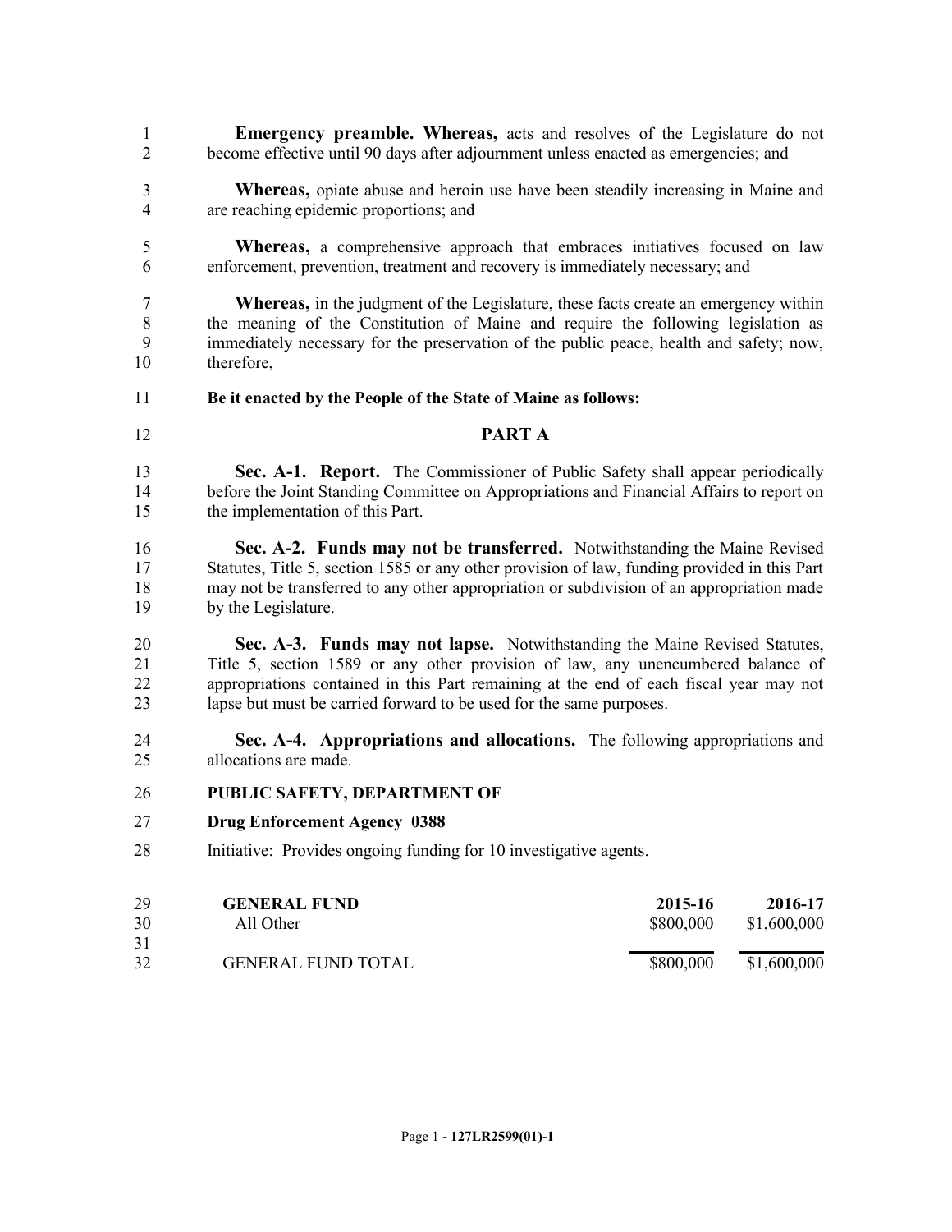**Emergency preamble. Whereas,** acts and resolves of the Legislature do not become effective until 90 days after adjournment unless enacted as emergencies; and

**Whereas,** opiate abuse and heroin use have been steadily increasing in Maine and are reaching epidemic proportions; and

**Whereas,** a comprehensive approach that embraces initiatives focused on law enforcement, prevention, treatment and recovery is immediately necessary; and

**Whereas,** in the judgment of the Legislature, these facts create an emergency within the meaning of the Constitution of Maine and require the following legislation as immediately necessary for the preservation of the public peace, health and safety; now, therefore,

**Be it enacted by the People of the State of Maine as follows:**

## PART A

**Sec. A-1. Report.** The Commissioner of Public Safety shall appear periodically before the Joint Standing Committee on Appropriations and Financial Affairs to report on the implementation of this Part.

**Sec. A-2. Funds may not be transferred.** Notwithstanding the Maine Revised Statutes, Title 5, section 1585 or any other provision of law, funding provided in this Part may not be transferred to any other appropriation or subdivision of an appropriation made by the Legislature.

**Sec. A-3. Funds may not lapse.** Notwithstanding the Maine Revised Statutes, Title 5, section 1589 or any other provision of law, any unencumbered balance of appropriations contained in this Part remaining at the end of each fiscal year may not lapse but must be carried forward to be used for the same purposes.

**Sec. A-4. Appropriations and allocations.** The following appropriations and allocations are made.

**PUBLIC SAFETY, DEPARTMENT OF**

**Drug Enforcement Agency 0388**

Initiative: Provides ongoing funding for 10 investigative agents.

| **GENERAL FUND** | **2015-16** | **2016-17** |
|---|---|---|
| All Other | $800,000 | $1,600,000 |
| GENERAL FUND TOTAL | $800,000 | $1,600,000 |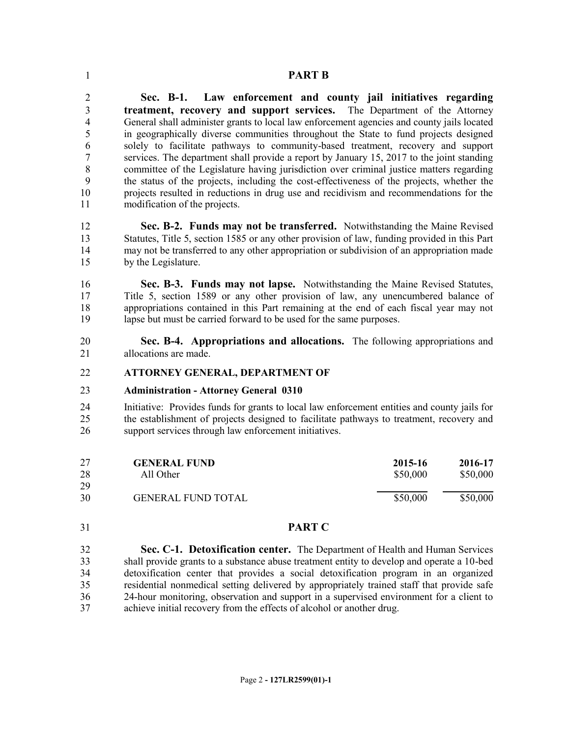# PART B

**Sec. B-1. Law enforcement and county jail initiatives regarding treatment, recovery and support services.** The Department of the Attorney General shall administer grants to local law enforcement agencies and county jails located in geographically diverse communities throughout the State to fund projects designed solely to facilitate pathways to community-based treatment, recovery and support services. The department shall provide a report by January 15, 2017 to the joint standing committee of the Legislature having jurisdiction over criminal justice matters regarding the status of the projects, including the cost-effectiveness of the projects, whether the projects resulted in reductions in drug use and recidivism and recommendations for the modification of the projects.

**Sec. B-2. Funds may not be transferred.** Notwithstanding the Maine Revised Statutes, Title 5, section 1585 or any other provision of law, funding provided in this Part may not be transferred to any other appropriation or subdivision of an appropriation made by the Legislature.

**Sec. B-3. Funds may not lapse.** Notwithstanding the Maine Revised Statutes, Title 5, section 1589 or any other provision of law, any unencumbered balance of appropriations contained in this Part remaining at the end of each fiscal year may not lapse but must be carried forward to be used for the same purposes.

**Sec. B-4. Appropriations and allocations.** The following appropriations and allocations are made.

**ATTORNEY GENERAL, DEPARTMENT OF**

**Administration - Attorney General 0310**

Initiative: Provides funds for grants to local law enforcement entities and county jails for the establishment of projects designed to facilitate pathways to treatment, recovery and support services through law enforcement initiatives.

| **GENERAL FUND** | **2015-16** | **2016-17** |
|---|---|---|
| All Other | $50,000 | $50,000 |
| GENERAL FUND TOTAL | $50,000 | $50,000 |

# PART C

**Sec. C-1. Detoxification center.** The Department of Health and Human Services shall provide grants to a substance abuse treatment entity to develop and operate a 10-bed detoxification center that provides a social detoxification program in an organized residential nonmedical setting delivered by appropriately trained staff that provide safe 24-hour monitoring, observation and support in a supervised environment for a client to achieve initial recovery from the effects of alcohol or another drug.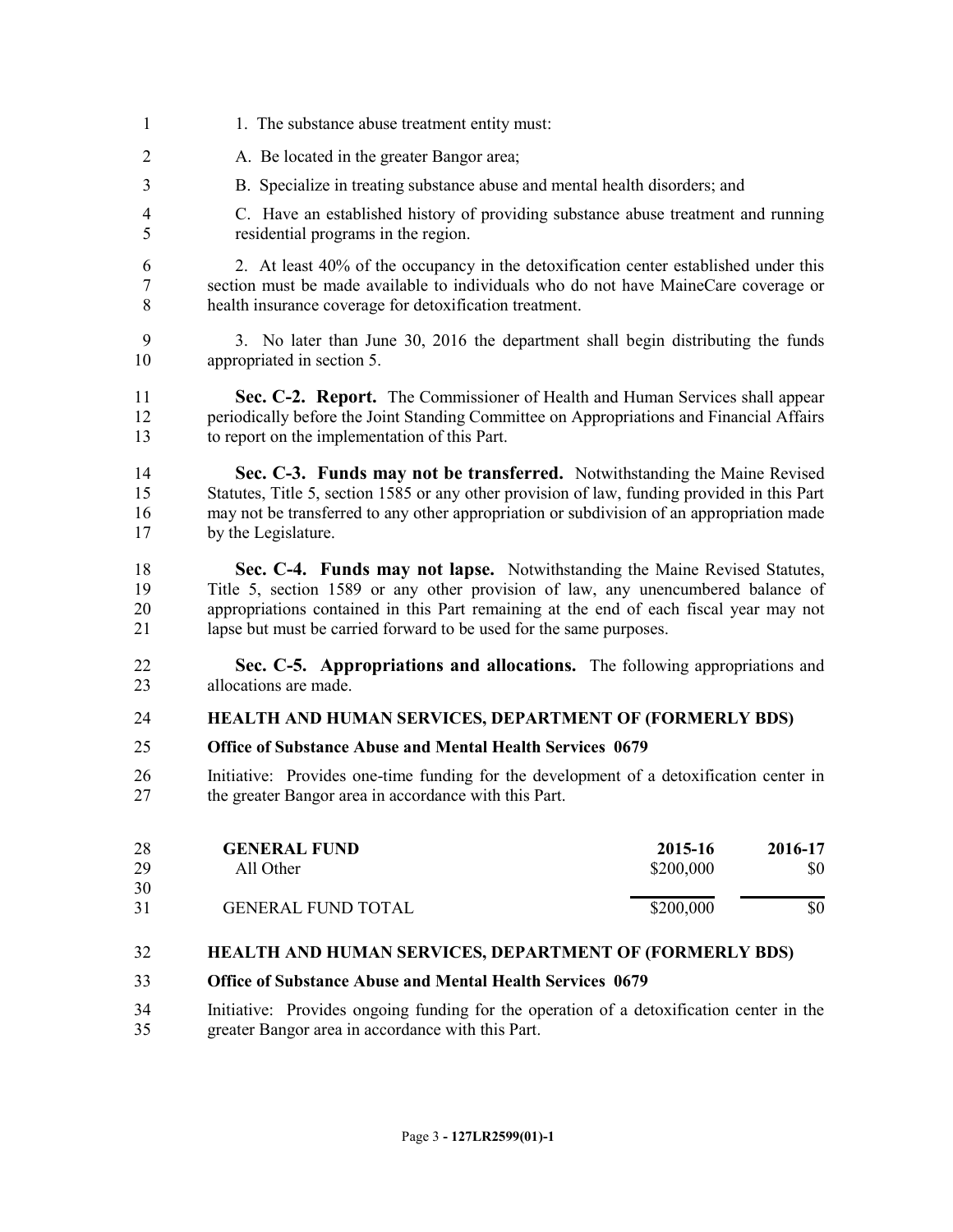1. The substance abuse treatment entity must:

A. Be located in the greater Bangor area;

B. Specialize in treating substance abuse and mental health disorders; and

C. Have an established history of providing substance abuse treatment and running residential programs in the region.

2. At least 40% of the occupancy in the detoxification center established under this section must be made available to individuals who do not have MaineCare coverage or health insurance coverage for detoxification treatment.

3. No later than June 30, 2016 the department shall begin distributing the funds appropriated in section 5.

**Sec. C-2. Report.** The Commissioner of Health and Human Services shall appear periodically before the Joint Standing Committee on Appropriations and Financial Affairs to report on the implementation of this Part.

**Sec. C-3. Funds may not be transferred.** Notwithstanding the Maine Revised Statutes, Title 5, section 1585 or any other provision of law, funding provided in this Part may not be transferred to any other appropriation or subdivision of an appropriation made by the Legislature.

**Sec. C-4. Funds may not lapse.** Notwithstanding the Maine Revised Statutes, Title 5, section 1589 or any other provision of law, any unencumbered balance of appropriations contained in this Part remaining at the end of each fiscal year may not lapse but must be carried forward to be used for the same purposes.

**Sec. C-5. Appropriations and allocations.** The following appropriations and allocations are made.

**HEALTH AND HUMAN SERVICES, DEPARTMENT OF (FORMERLY BDS)**

**Office of Substance Abuse and Mental Health Services 0679**

Initiative: Provides one-time funding for the development of a detoxification center in the greater Bangor area in accordance with this Part.

| **GENERAL FUND** | **2015-16** | **2016-17** |
| --- | --- | --- |
| All Other | $200,000 | $0 |
| GENERAL FUND TOTAL | $200,000 | $0 |

**HEALTH AND HUMAN SERVICES, DEPARTMENT OF (FORMERLY BDS)**

**Office of Substance Abuse and Mental Health Services 0679**

Initiative: Provides ongoing funding for the operation of a detoxification center in the greater Bangor area in accordance with this Part.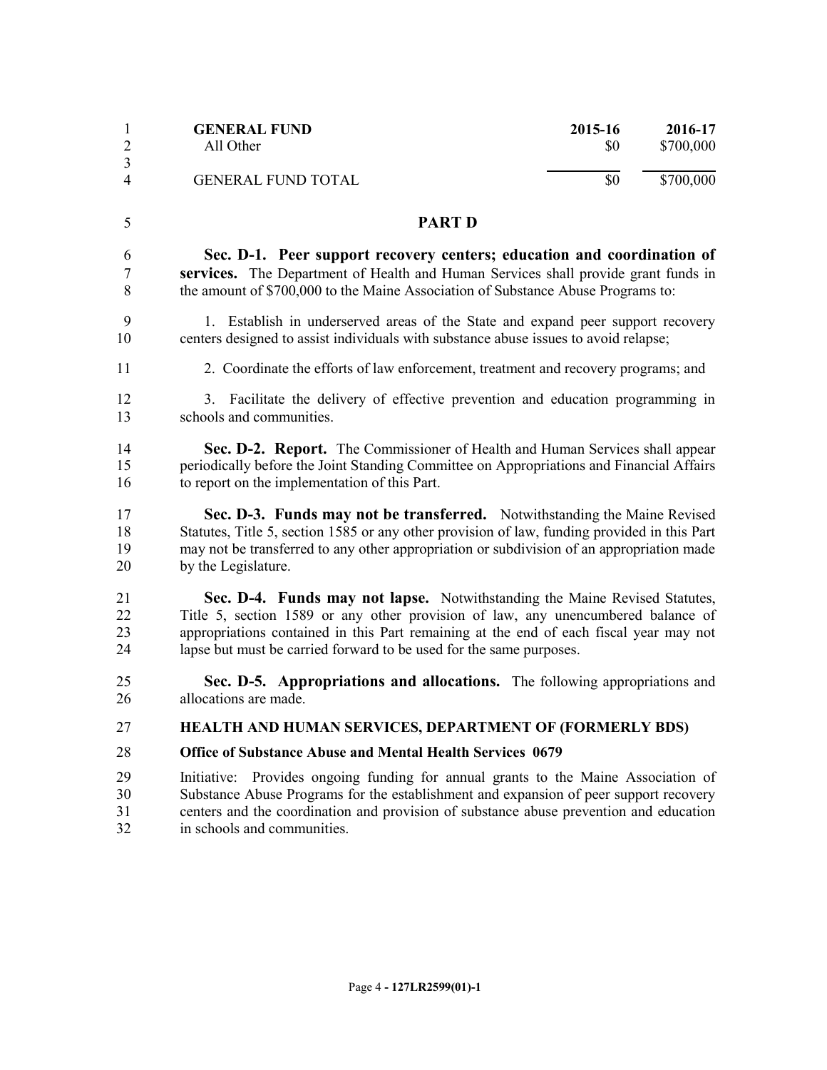| GENERAL FUND | 2015-16 | 2016-17 |
| --- | --- | --- |
| All Other | $0 | $700,000 |
| GENERAL FUND TOTAL | $0 | $700,000 |

## PART D

**Sec. D-1. Peer support recovery centers; education and coordination of services.** The Department of Health and Human Services shall provide grant funds in the amount of $700,000 to the Maine Association of Substance Abuse Programs to:

1. Establish in underserved areas of the State and expand peer support recovery centers designed to assist individuals with substance abuse issues to avoid relapse;

2. Coordinate the efforts of law enforcement, treatment and recovery programs; and

3. Facilitate the delivery of effective prevention and education programming in schools and communities.

**Sec. D-2. Report.** The Commissioner of Health and Human Services shall appear periodically before the Joint Standing Committee on Appropriations and Financial Affairs to report on the implementation of this Part.

**Sec. D-3. Funds may not be transferred.** Notwithstanding the Maine Revised Statutes, Title 5, section 1585 or any other provision of law, funding provided in this Part may not be transferred to any other appropriation or subdivision of an appropriation made by the Legislature.

**Sec. D-4. Funds may not lapse.** Notwithstanding the Maine Revised Statutes, Title 5, section 1589 or any other provision of law, any unencumbered balance of appropriations contained in this Part remaining at the end of each fiscal year may not lapse but must be carried forward to be used for the same purposes.

**Sec. D-5. Appropriations and allocations.** The following appropriations and allocations are made.

**HEALTH AND HUMAN SERVICES, DEPARTMENT OF (FORMERLY BDS)**

**Office of Substance Abuse and Mental Health Services 0679**

Initiative: Provides ongoing funding for annual grants to the Maine Association of Substance Abuse Programs for the establishment and expansion of peer support recovery centers and the coordination and provision of substance abuse prevention and education in schools and communities.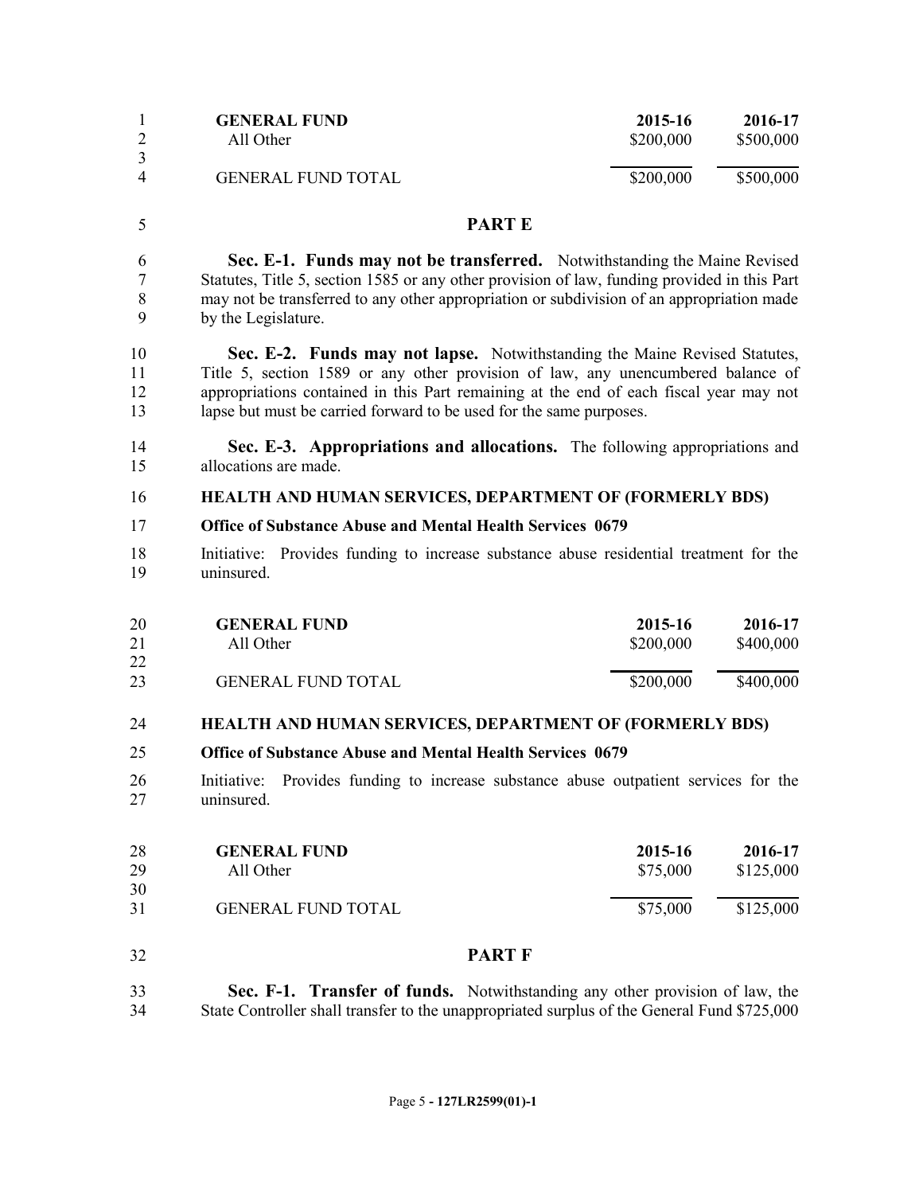| GENERAL FUND | 2015-16 | 2016-17 |
| --- | --- | --- |
| All Other | $200,000 | $500,000 |
| GENERAL FUND TOTAL | $200,000 | $500,000 |

## PART E

**Sec. E-1. Funds may not be transferred.** Notwithstanding the Maine Revised Statutes, Title 5, section 1585 or any other provision of law, funding provided in this Part may not be transferred to any other appropriation or subdivision of an appropriation made by the Legislature.

**Sec. E-2. Funds may not lapse.** Notwithstanding the Maine Revised Statutes, Title 5, section 1589 or any other provision of law, any unencumbered balance of appropriations contained in this Part remaining at the end of each fiscal year may not lapse but must be carried forward to be used for the same purposes.

**Sec. E-3. Appropriations and allocations.** The following appropriations and allocations are made.

**HEALTH AND HUMAN SERVICES, DEPARTMENT OF (FORMERLY BDS)**

**Office of Substance Abuse and Mental Health Services 0679**

Initiative: Provides funding to increase substance abuse residential treatment for the uninsured.

| GENERAL FUND | 2015-16 | 2016-17 |
| --- | --- | --- |
| All Other | $200,000 | $400,000 |
| GENERAL FUND TOTAL | $200,000 | $400,000 |

**HEALTH AND HUMAN SERVICES, DEPARTMENT OF (FORMERLY BDS)**

**Office of Substance Abuse and Mental Health Services 0679**

Initiative: Provides funding to increase substance abuse outpatient services for the uninsured.

| GENERAL FUND | 2015-16 | 2016-17 |
| --- | --- | --- |
| All Other | $75,000 | $125,000 |
| GENERAL FUND TOTAL | $75,000 | $125,000 |

## PART F

**Sec. F-1. Transfer of funds.** Notwithstanding any other provision of law, the State Controller shall transfer to the unappropriated surplus of the General Fund $725,000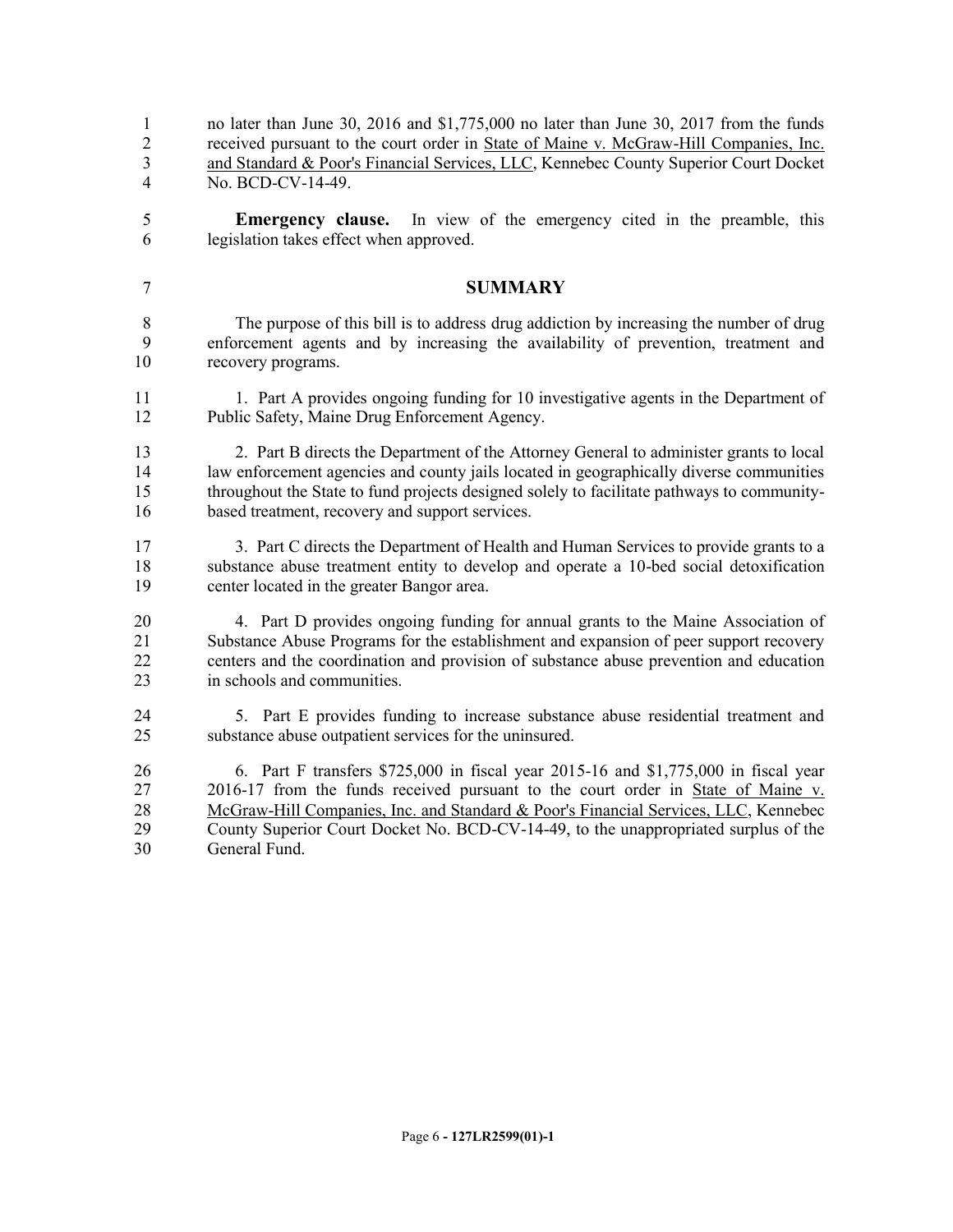no later than June 30, 2016 and $1,775,000 no later than June 30, 2017 from the funds received pursuant to the court order in State of Maine v. McGraw-Hill Companies, Inc. and Standard & Poor's Financial Services, LLC, Kennebec County Superior Court Docket No. BCD-CV-14-49.

**Emergency clause.** In view of the emergency cited in the preamble, this legislation takes effect when approved.

## SUMMARY

The purpose of this bill is to address drug addiction by increasing the number of drug enforcement agents and by increasing the availability of prevention, treatment and recovery programs.

1. Part A provides ongoing funding for 10 investigative agents in the Department of Public Safety, Maine Drug Enforcement Agency.

2. Part B directs the Department of the Attorney General to administer grants to local law enforcement agencies and county jails located in geographically diverse communities throughout the State to fund projects designed solely to facilitate pathways to community-based treatment, recovery and support services.

3. Part C directs the Department of Health and Human Services to provide grants to a substance abuse treatment entity to develop and operate a 10-bed social detoxification center located in the greater Bangor area.

4. Part D provides ongoing funding for annual grants to the Maine Association of Substance Abuse Programs for the establishment and expansion of peer support recovery centers and the coordination and provision of substance abuse prevention and education in schools and communities.

5. Part E provides funding to increase substance abuse residential treatment and substance abuse outpatient services for the uninsured.

6. Part F transfers $725,000 in fiscal year 2015-16 and $1,775,000 in fiscal year 2016-17 from the funds received pursuant to the court order in State of Maine v. McGraw-Hill Companies, Inc. and Standard & Poor's Financial Services, LLC, Kennebec County Superior Court Docket No. BCD-CV-14-49, to the unappropriated surplus of the General Fund.